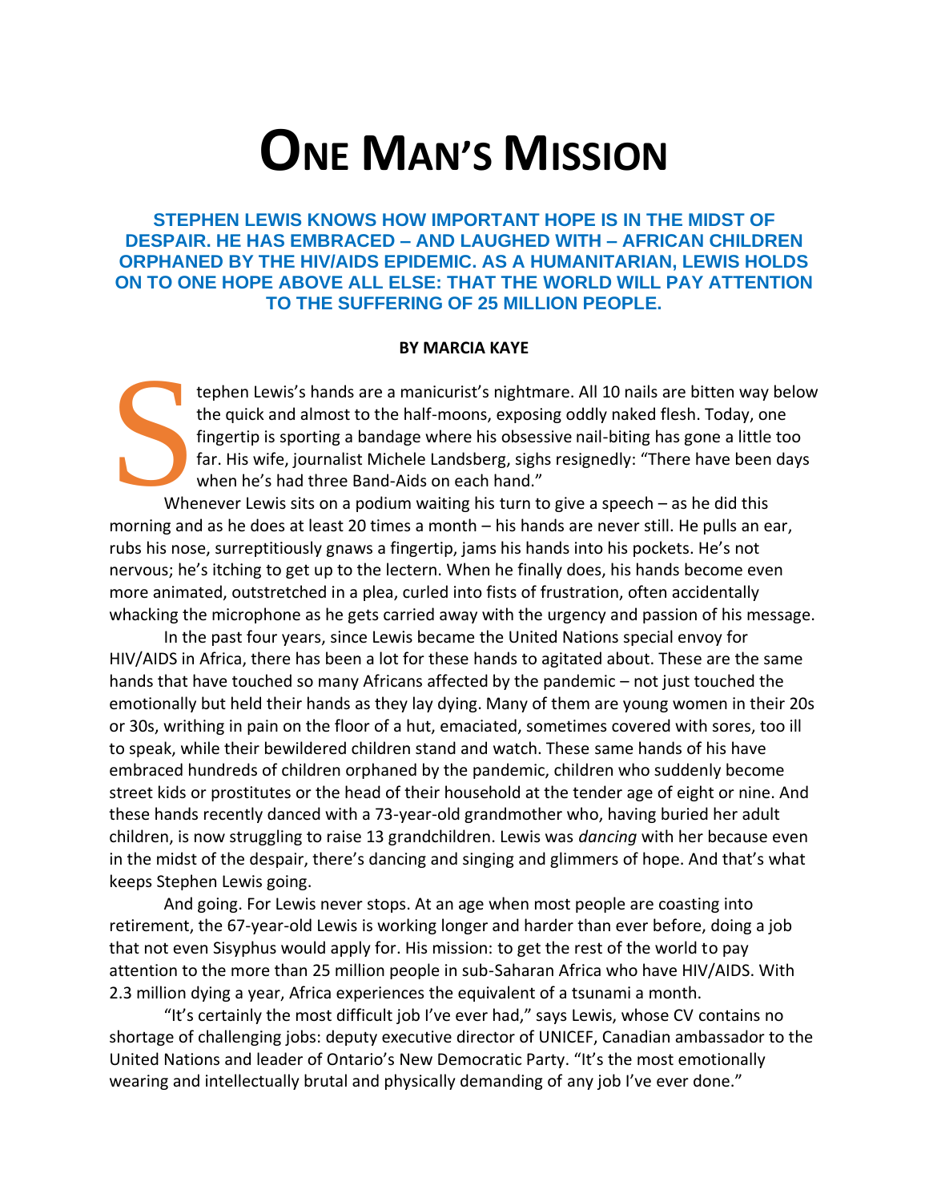# ONE MAN'S MISSION

**STEPHEN LEWIS KNOWS HOW IMPORTANT HOPE IS IN THE MIDST OF DESPAIR. HE HAS EMBRACED – AND LAUGHED WITH – AFRICAN CHILDREN ORPHANED BY THE HIV/AIDS EPIDEMIC. AS A HUMANITARIAN, LEWIS HOLDS ON TO ONE HOPE ABOVE ALL ELSE: THAT THE WORLD WILL PAY ATTENTION TO THE SUFFERING OF 25 MILLION PEOPLE.**

**BY MARCIA KAYE**

Stephen Lewis's hands are a manicurist's nightmare. All 10 nails are bitten way below the quick and almost to the half-moons, exposing oddly naked flesh. Today, one fingertip is sporting a bandage where his obsessive nail-biting has gone a little too far. His wife, journalist Michele Landsberg, sighs resignedly: "There have been days when he's had three Band-Aids on each hand."

Whenever Lewis sits on a podium waiting his turn to give a speech – as he did this morning and as he does at least 20 times a month – his hands are never still. He pulls an ear, rubs his nose, surreptitiously gnaws a fingertip, jams his hands into his pockets. He's not nervous; he's itching to get up to the lectern. When he finally does, his hands become even more animated, outstretched in a plea, curled into fists of frustration, often accidentally whacking the microphone as he gets carried away with the urgency and passion of his message.

In the past four years, since Lewis became the United Nations special envoy for HIV/AIDS in Africa, there has been a lot for these hands to agitated about. These are the same hands that have touched so many Africans affected by the pandemic – not just touched the emotionally but held their hands as they lay dying. Many of them are young women in their 20s or 30s, writhing in pain on the floor of a hut, emaciated, sometimes covered with sores, too ill to speak, while their bewildered children stand and watch. These same hands of his have embraced hundreds of children orphaned by the pandemic, children who suddenly become street kids or prostitutes or the head of their household at the tender age of eight or nine. And these hands recently danced with a 73-year-old grandmother who, having buried her adult children, is now struggling to raise 13 grandchildren. Lewis was *dancing* with her because even in the midst of the despair, there's dancing and singing and glimmers of hope. And that's what keeps Stephen Lewis going.

And going. For Lewis never stops. At an age when most people are coasting into retirement, the 67-year-old Lewis is working longer and harder than ever before, doing a job that not even Sisyphus would apply for. His mission: to get the rest of the world to pay attention to the more than 25 million people in sub-Saharan Africa who have HIV/AIDS. With 2.3 million dying a year, Africa experiences the equivalent of a tsunami a month.

"It's certainly the most difficult job I've ever had," says Lewis, whose CV contains no shortage of challenging jobs: deputy executive director of UNICEF, Canadian ambassador to the United Nations and leader of Ontario's New Democratic Party. "It's the most emotionally wearing and intellectually brutal and physically demanding of any job I've ever done."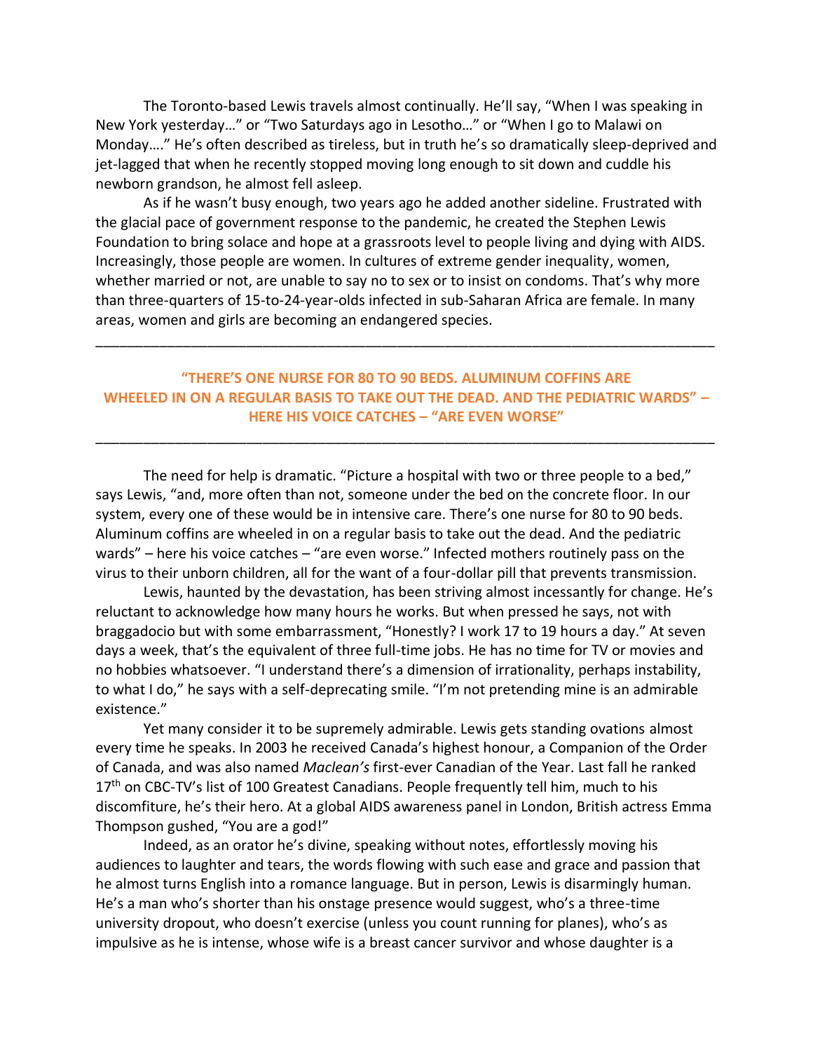The Toronto-based Lewis travels almost continually. He'll say, "When I was speaking in New York yesterday…" or "Two Saturdays ago in Lesotho…" or "When I go to Malawi on Monday…." He's often described as tireless, but in truth he's so dramatically sleep-deprived and jet-lagged that when he recently stopped moving long enough to sit down and cuddle his newborn grandson, he almost fell asleep.

As if he wasn't busy enough, two years ago he added another sideline. Frustrated with the glacial pace of government response to the pandemic, he created the Stephen Lewis Foundation to bring solace and hope at a grassroots level to people living and dying with AIDS. Increasingly, those people are women. In cultures of extreme gender inequality, women, whether married or not, are unable to say no to sex or to insist on condoms. That's why more than three-quarters of 15-to-24-year-olds infected in sub-Saharan Africa are female. In many areas, women and girls are becoming an endangered species.

---

**"THERE'S ONE NURSE FOR 80 TO 90 BEDS. ALUMINUM COFFINS ARE WHEELED IN ON A REGULAR BASIS TO TAKE OUT THE DEAD. AND THE PEDIATRIC WARDS" – HERE HIS VOICE CATCHES – "ARE EVEN WORSE"**

---

The need for help is dramatic. "Picture a hospital with two or three people to a bed," says Lewis, "and, more often than not, someone under the bed on the concrete floor. In our system, every one of these would be in intensive care. There's one nurse for 80 to 90 beds. Aluminum coffins are wheeled in on a regular basis to take out the dead. And the pediatric wards" – here his voice catches – "are even worse." Infected mothers routinely pass on the virus to their unborn children, all for the want of a four-dollar pill that prevents transmission.

Lewis, haunted by the devastation, has been striving almost incessantly for change. He's reluctant to acknowledge how many hours he works. But when pressed he says, not with braggadocio but with some embarrassment, "Honestly? I work 17 to 19 hours a day." At seven days a week, that's the equivalent of three full-time jobs. He has no time for TV or movies and no hobbies whatsoever. "I understand there's a dimension of irrationality, perhaps instability, to what I do," he says with a self-deprecating smile. "I'm not pretending mine is an admirable existence."

Yet many consider it to be supremely admirable. Lewis gets standing ovations almost every time he speaks. In 2003 he received Canada's highest honour, a Companion of the Order of Canada, and was also named *Maclean's* first-ever Canadian of the Year. Last fall he ranked 17th on CBC-TV's list of 100 Greatest Canadians. People frequently tell him, much to his discomfiture, he's their hero. At a global AIDS awareness panel in London, British actress Emma Thompson gushed, "You are a god!"

Indeed, as an orator he's divine, speaking without notes, effortlessly moving his audiences to laughter and tears, the words flowing with such ease and grace and passion that he almost turns English into a romance language. But in person, Lewis is disarmingly human. He's a man who's shorter than his onstage presence would suggest, who's a three-time university dropout, who doesn't exercise (unless you count running for planes), who's as impulsive as he is intense, whose wife is a breast cancer survivor and whose daughter is a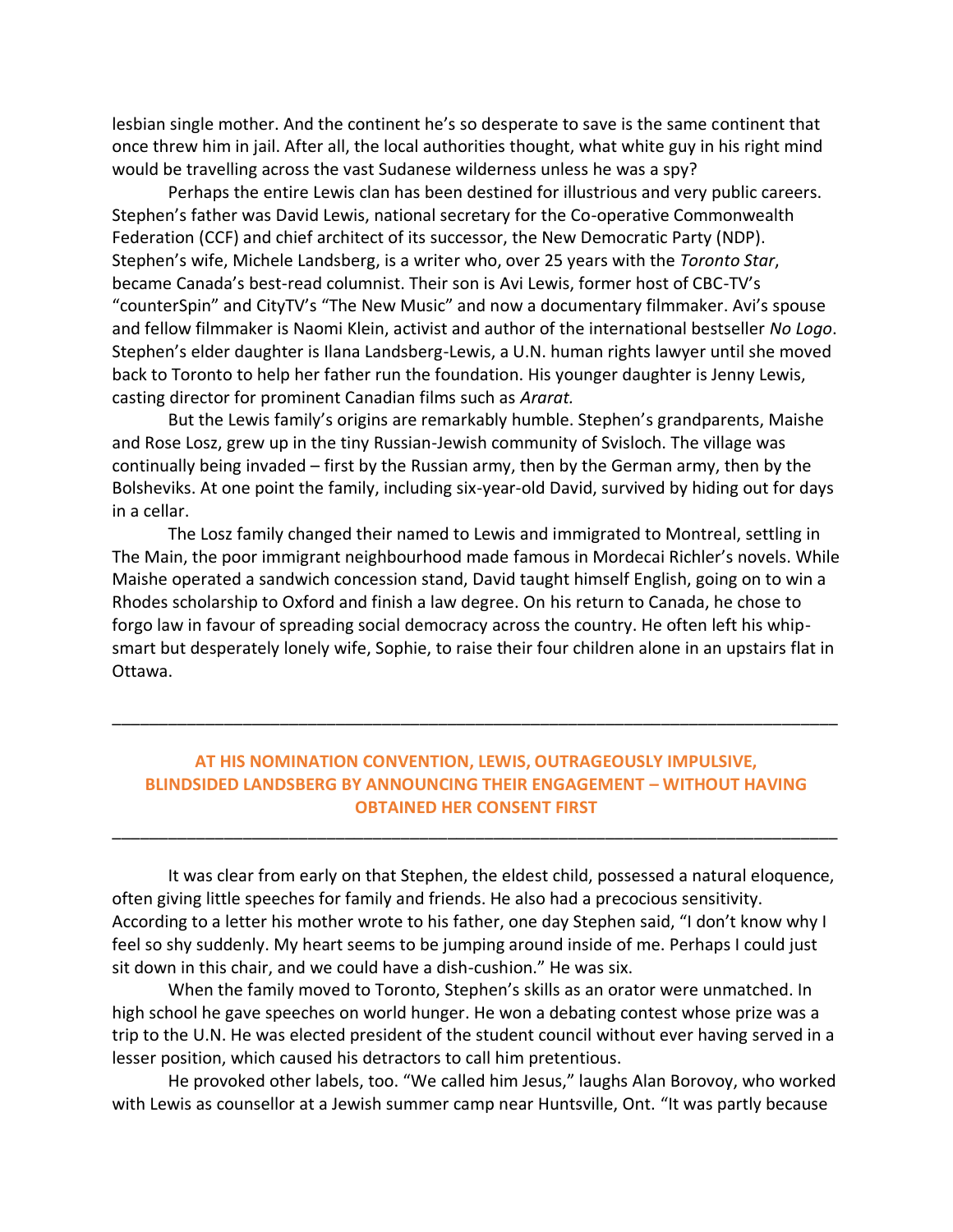lesbian single mother. And the continent he's so desperate to save is the same continent that once threw him in jail. After all, the local authorities thought, what white guy in his right mind would be travelling across the vast Sudanese wilderness unless he was a spy?

Perhaps the entire Lewis clan has been destined for illustrious and very public careers. Stephen's father was David Lewis, national secretary for the Co-operative Commonwealth Federation (CCF) and chief architect of its successor, the New Democratic Party (NDP). Stephen's wife, Michele Landsberg, is a writer who, over 25 years with the *Toronto Star*, became Canada's best-read columnist. Their son is Avi Lewis, former host of CBC-TV's "counterSpin" and CityTV's "The New Music" and now a documentary filmmaker. Avi's spouse and fellow filmmaker is Naomi Klein, activist and author of the international bestseller *No Logo*. Stephen's elder daughter is Ilana Landsberg-Lewis, a U.N. human rights lawyer until she moved back to Toronto to help her father run the foundation. His younger daughter is Jenny Lewis, casting director for prominent Canadian films such as *Ararat.*

But the Lewis family's origins are remarkably humble. Stephen's grandparents, Maishe and Rose Losz, grew up in the tiny Russian-Jewish community of Svisloch. The village was continually being invaded – first by the Russian army, then by the German army, then by the Bolsheviks. At one point the family, including six-year-old David, survived by hiding out for days in a cellar.

The Losz family changed their named to Lewis and immigrated to Montreal, settling in The Main, the poor immigrant neighbourhood made famous in Mordecai Richler's novels. While Maishe operated a sandwich concession stand, David taught himself English, going on to win a Rhodes scholarship to Oxford and finish a law degree. On his return to Canada, he chose to forgo law in favour of spreading social democracy across the country. He often left his whip-smart but desperately lonely wife, Sophie, to raise their four children alone in an upstairs flat in Ottawa.

---

**AT HIS NOMINATION CONVENTION, LEWIS, OUTRAGEOUSLY IMPULSIVE, BLINDSIDED LANDSBERG BY ANNOUNCING THEIR ENGAGEMENT – WITHOUT HAVING OBTAINED HER CONSENT FIRST**

---

It was clear from early on that Stephen, the eldest child, possessed a natural eloquence, often giving little speeches for family and friends. He also had a precocious sensitivity. According to a letter his mother wrote to his father, one day Stephen said, "I don't know why I feel so shy suddenly. My heart seems to be jumping around inside of me. Perhaps I could just sit down in this chair, and we could have a dish-cushion." He was six.

When the family moved to Toronto, Stephen's skills as an orator were unmatched. In high school he gave speeches on world hunger. He won a debating contest whose prize was a trip to the U.N. He was elected president of the student council without ever having served in a lesser position, which caused his detractors to call him pretentious.

He provoked other labels, too. "We called him Jesus," laughs Alan Borovoy, who worked with Lewis as counsellor at a Jewish summer camp near Huntsville, Ont. "It was partly because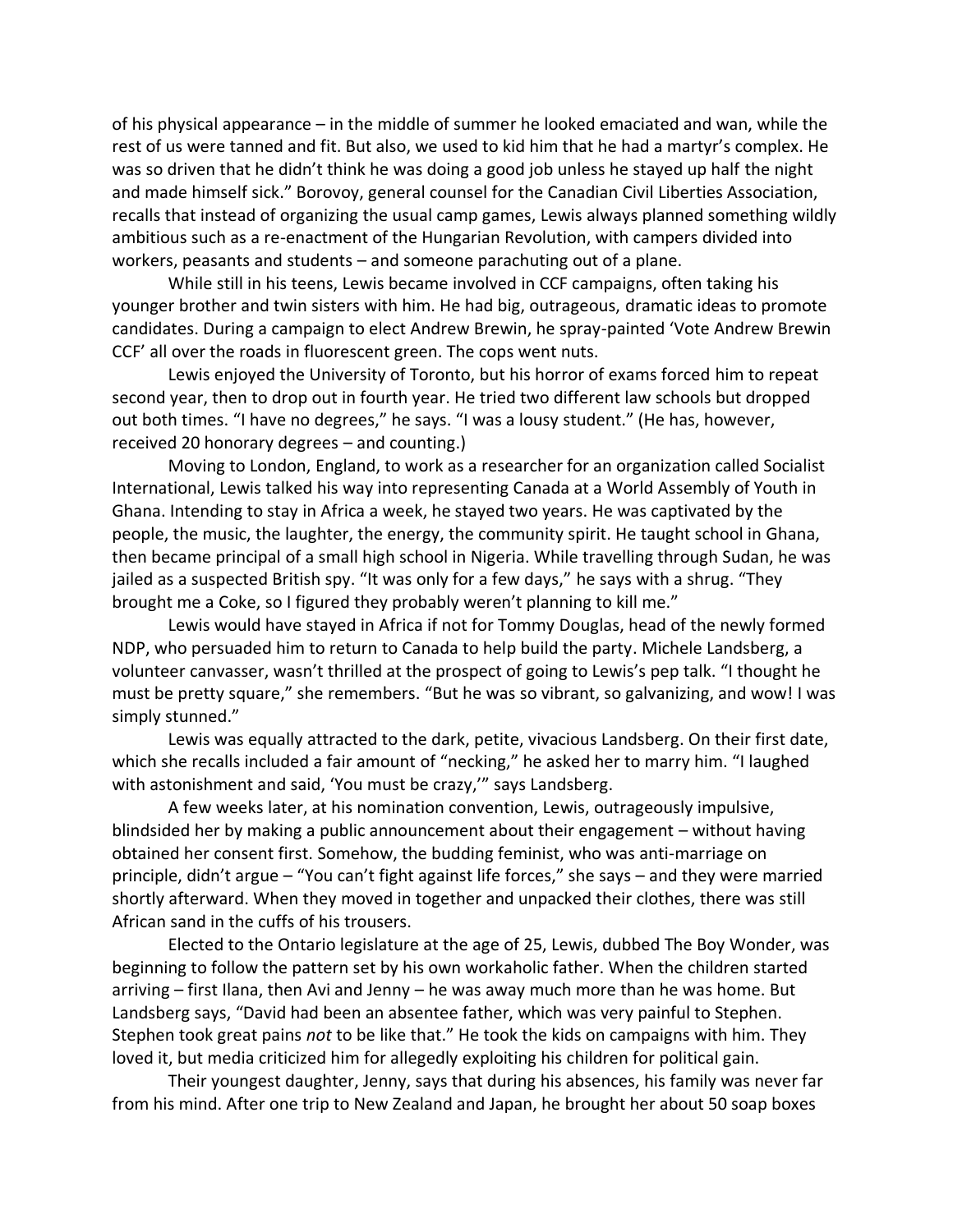of his physical appearance – in the middle of summer he looked emaciated and wan, while the rest of us were tanned and fit. But also, we used to kid him that he had a martyr's complex. He was so driven that he didn't think he was doing a good job unless he stayed up half the night and made himself sick." Borovoy, general counsel for the Canadian Civil Liberties Association, recalls that instead of organizing the usual camp games, Lewis always planned something wildly ambitious such as a re-enactment of the Hungarian Revolution, with campers divided into workers, peasants and students – and someone parachuting out of a plane.

While still in his teens, Lewis became involved in CCF campaigns, often taking his younger brother and twin sisters with him. He had big, outrageous, dramatic ideas to promote candidates. During a campaign to elect Andrew Brewin, he spray-painted 'Vote Andrew Brewin CCF' all over the roads in fluorescent green. The cops went nuts.

Lewis enjoyed the University of Toronto, but his horror of exams forced him to repeat second year, then to drop out in fourth year. He tried two different law schools but dropped out both times. "I have no degrees," he says. "I was a lousy student." (He has, however, received 20 honorary degrees – and counting.)

Moving to London, England, to work as a researcher for an organization called Socialist International, Lewis talked his way into representing Canada at a World Assembly of Youth in Ghana. Intending to stay in Africa a week, he stayed two years. He was captivated by the people, the music, the laughter, the energy, the community spirit. He taught school in Ghana, then became principal of a small high school in Nigeria. While travelling through Sudan, he was jailed as a suspected British spy. "It was only for a few days," he says with a shrug. "They brought me a Coke, so I figured they probably weren't planning to kill me."

Lewis would have stayed in Africa if not for Tommy Douglas, head of the newly formed NDP, who persuaded him to return to Canada to help build the party. Michele Landsberg, a volunteer canvasser, wasn't thrilled at the prospect of going to Lewis's pep talk. "I thought he must be pretty square," she remembers. "But he was so vibrant, so galvanizing, and wow! I was simply stunned."

Lewis was equally attracted to the dark, petite, vivacious Landsberg. On their first date, which she recalls included a fair amount of "necking," he asked her to marry him. "I laughed with astonishment and said, 'You must be crazy,'" says Landsberg.

A few weeks later, at his nomination convention, Lewis, outrageously impulsive, blindsided her by making a public announcement about their engagement – without having obtained her consent first. Somehow, the budding feminist, who was anti-marriage on principle, didn't argue – "You can't fight against life forces," she says – and they were married shortly afterward. When they moved in together and unpacked their clothes, there was still African sand in the cuffs of his trousers.

Elected to the Ontario legislature at the age of 25, Lewis, dubbed The Boy Wonder, was beginning to follow the pattern set by his own workaholic father. When the children started arriving – first Ilana, then Avi and Jenny – he was away much more than he was home. But Landsberg says, "David had been an absentee father, which was very painful to Stephen. Stephen took great pains *not* to be like that." He took the kids on campaigns with him. They loved it, but media criticized him for allegedly exploiting his children for political gain.

Their youngest daughter, Jenny, says that during his absences, his family was never far from his mind. After one trip to New Zealand and Japan, he brought her about 50 soap boxes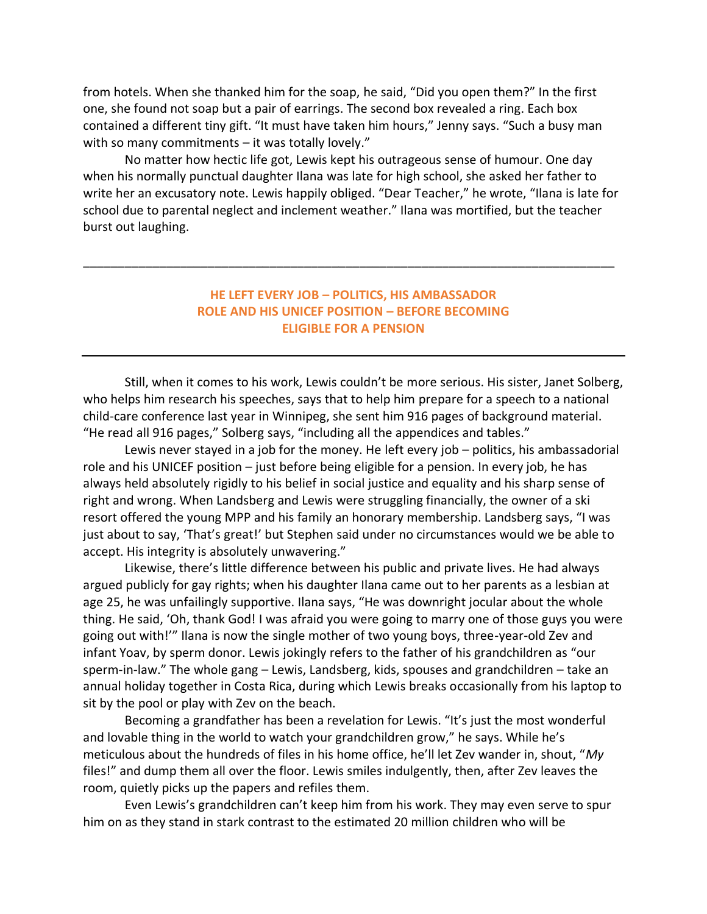from hotels. When she thanked him for the soap, he said, “Did you open them?” In the first one, she found not soap but a pair of earrings. The second box revealed a ring. Each box contained a different tiny gift. “It must have taken him hours,” Jenny says. “Such a busy man with so many commitments – it was totally lovely.”

No matter how hectic life got, Lewis kept his outrageous sense of humour. One day when his normally punctual daughter Ilana was late for high school, she asked her father to write her an excusatory note. Lewis happily obliged. “Dear Teacher,” he wrote, “Ilana is late for school due to parental neglect and inclement weather.” Ilana was mortified, but the teacher burst out laughing.

---

**HE LEFT EVERY JOB – POLITICS, HIS AMBASSADOR ROLE AND HIS UNICEF POSITION – BEFORE BECOMING ELIGIBLE FOR A PENSION**

---

Still, when it comes to his work, Lewis couldn’t be more serious. His sister, Janet Solberg, who helps him research his speeches, says that to help him prepare for a speech to a national child-care conference last year in Winnipeg, she sent him 916 pages of background material. “He read all 916 pages,” Solberg says, “including all the appendices and tables.”

Lewis never stayed in a job for the money. He left every job – politics, his ambassadorial role and his UNICEF position – just before being eligible for a pension. In every job, he has always held absolutely rigidly to his belief in social justice and equality and his sharp sense of right and wrong. When Landsberg and Lewis were struggling financially, the owner of a ski resort offered the young MPP and his family an honorary membership. Landsberg says, “I was just about to say, ‘That’s great!’ but Stephen said under no circumstances would we be able to accept. His integrity is absolutely unwavering.”

Likewise, there’s little difference between his public and private lives. He had always argued publicly for gay rights; when his daughter Ilana came out to her parents as a lesbian at age 25, he was unfailingly supportive. Ilana says, “He was downright jocular about the whole thing. He said, ‘Oh, thank God! I was afraid you were going to marry one of those guys you were going out with!’” Ilana is now the single mother of two young boys, three-year-old Zev and infant Yoav, by sperm donor. Lewis jokingly refers to the father of his grandchildren as “our sperm-in-law.” The whole gang – Lewis, Landsberg, kids, spouses and grandchildren – take an annual holiday together in Costa Rica, during which Lewis breaks occasionally from his laptop to sit by the pool or play with Zev on the beach.

Becoming a grandfather has been a revelation for Lewis. “It’s just the most wonderful and lovable thing in the world to watch your grandchildren grow,” he says. While he’s meticulous about the hundreds of files in his home office, he’ll let Zev wander in, shout, “*My* files!” and dump them all over the floor. Lewis smiles indulgently, then, after Zev leaves the room, quietly picks up the papers and refiles them.

Even Lewis’s grandchildren can’t keep him from his work. They may even serve to spur him on as they stand in stark contrast to the estimated 20 million children who will be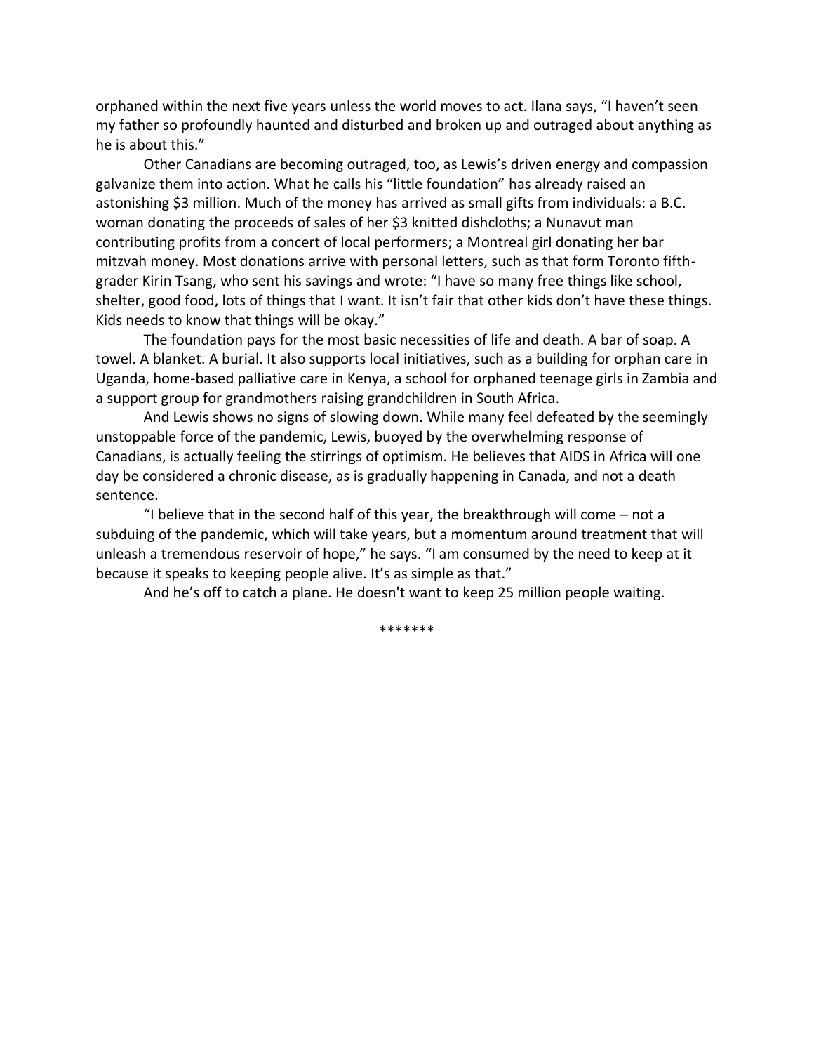orphaned within the next five years unless the world moves to act. Ilana says, “I haven’t seen my father so profoundly haunted and disturbed and broken up and outraged about anything as he is about this.”

Other Canadians are becoming outraged, too, as Lewis’s driven energy and compassion galvanize them into action. What he calls his “little foundation” has already raised an astonishing $3 million. Much of the money has arrived as small gifts from individuals: a B.C. woman donating the proceeds of sales of her $3 knitted dishcloths; a Nunavut man contributing profits from a concert of local performers; a Montreal girl donating her bar mitzvah money. Most donations arrive with personal letters, such as that form Toronto fifth-grader Kirin Tsang, who sent his savings and wrote: “I have so many free things like school, shelter, good food, lots of things that I want. It isn’t fair that other kids don’t have these things. Kids needs to know that things will be okay.”

The foundation pays for the most basic necessities of life and death. A bar of soap. A towel. A blanket. A burial. It also supports local initiatives, such as a building for orphan care in Uganda, home-based palliative care in Kenya, a school for orphaned teenage girls in Zambia and a support group for grandmothers raising grandchildren in South Africa.

And Lewis shows no signs of slowing down. While many feel defeated by the seemingly unstoppable force of the pandemic, Lewis, buoyed by the overwhelming response of Canadians, is actually feeling the stirrings of optimism. He believes that AIDS in Africa will one day be considered a chronic disease, as is gradually happening in Canada, and not a death sentence.

“I believe that in the second half of this year, the breakthrough will come – not a subduing of the pandemic, which will take years, but a momentum around treatment that will unleash a tremendous reservoir of hope,” he says. “I am consumed by the need to keep at it because it speaks to keeping people alive. It’s as simple as that.”

And he’s off to catch a plane. He doesn't want to keep 25 million people waiting.

*******